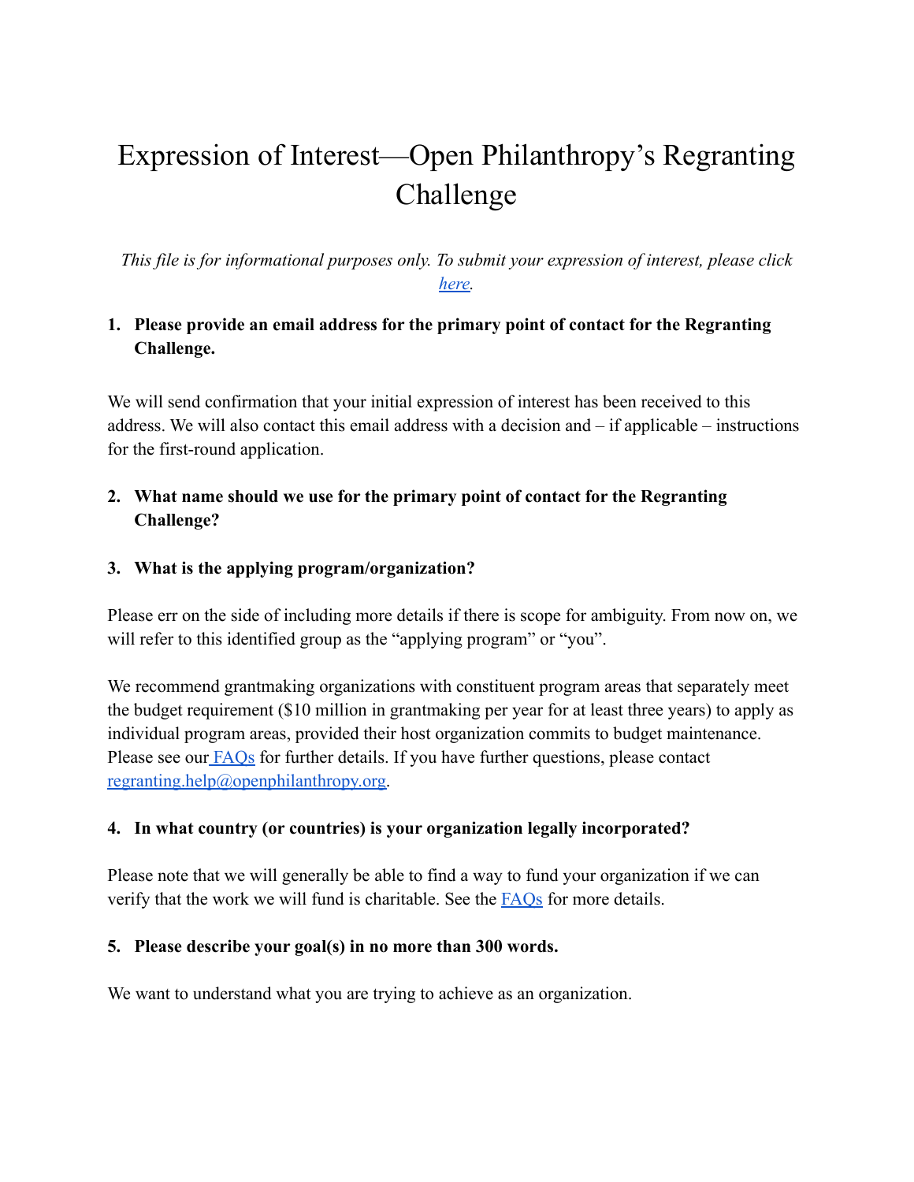# Expression of Interest—Open Philanthropy's Regranting Challenge

*This file is for informational purposes only. To submit your expression of interest, please click [here](here).*

1. **Please provide an email address for the primary point of contact for the Regranting Challenge.**

We will send confirmation that your initial expression of interest has been received to this address. We will also contact this email address with a decision and – if applicable – instructions for the first-round application.

2. **What name should we use for the primary point of contact for the Regranting Challenge?**

3. **What is the applying program/organization?**

Please err on the side of including more details if there is scope for ambiguity. From now on, we will refer to this identified group as the "applying program" or "you".

We recommend grantmaking organizations with constituent program areas that separately meet the budget requirement ($10 million in grantmaking per year for at least three years) to apply as individual program areas, provided their host organization commits to budget maintenance. Please see our FAQs for further details. If you have further questions, please contact regranting.help@openphilanthropy.org.

4. **In what country (or countries) is your organization legally incorporated?**

Please note that we will generally be able to find a way to fund your organization if we can verify that the work we will fund is charitable. See the FAQs for more details.

5. **Please describe your goal(s) in no more than 300 words.**

We want to understand what you are trying to achieve as an organization.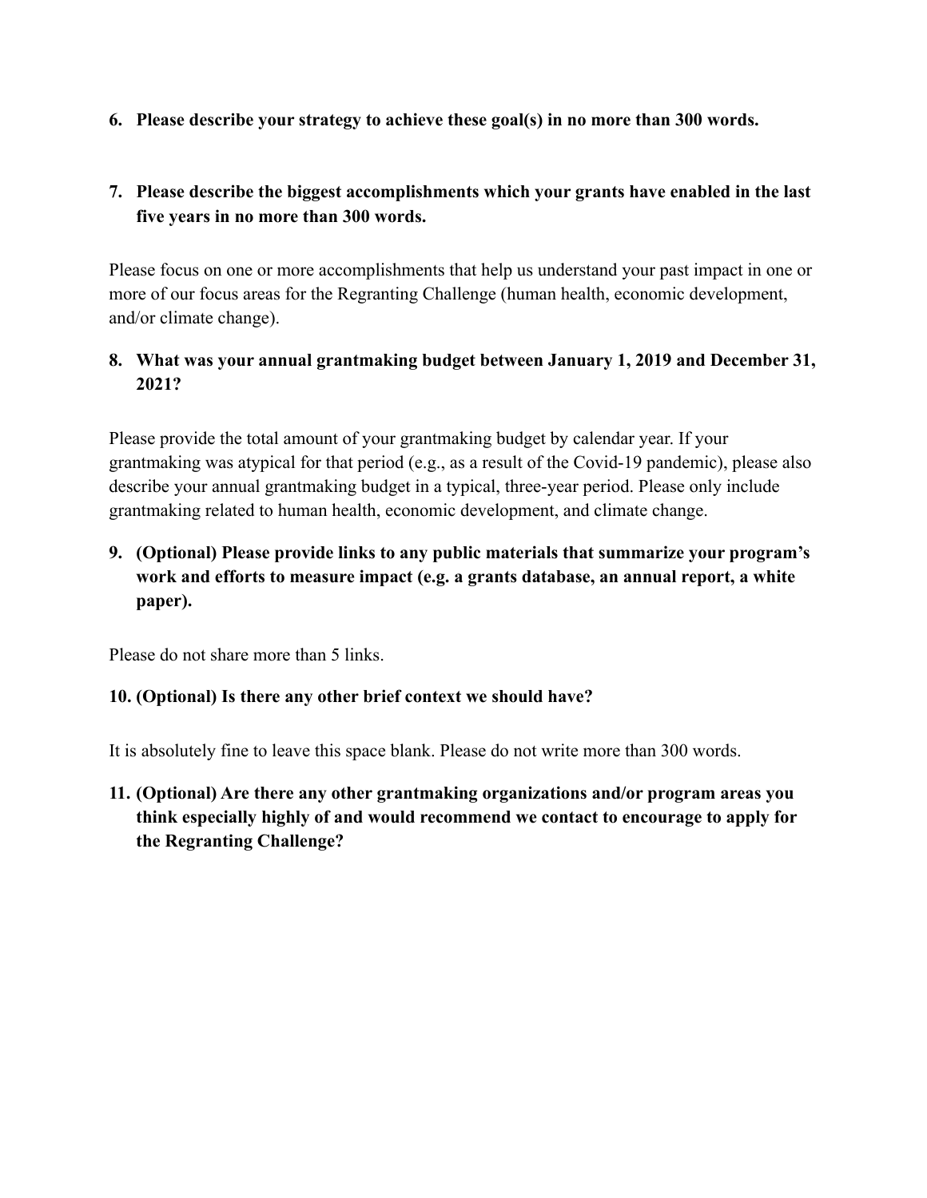6. **Please describe your strategy to achieve these goal(s) in no more than 300 words.**

7. **Please describe the biggest accomplishments which your grants have enabled in the last five years in no more than 300 words.**

Please focus on one or more accomplishments that help us understand your past impact in one or more of our focus areas for the Regranting Challenge (human health, economic development, and/or climate change).

8. **What was your annual grantmaking budget between January 1, 2019 and December 31, 2021?**

Please provide the total amount of your grantmaking budget by calendar year. If your grantmaking was atypical for that period (e.g., as a result of the Covid-19 pandemic), please also describe your annual grantmaking budget in a typical, three-year period. Please only include grantmaking related to human health, economic development, and climate change.

9. **(Optional) Please provide links to any public materials that summarize your program's work and efforts to measure impact (e.g. a grants database, an annual report, a white paper).**

Please do not share more than 5 links.

10. **(Optional) Is there any other brief context we should have?**

It is absolutely fine to leave this space blank. Please do not write more than 300 words.

11. **(Optional) Are there any other grantmaking organizations and/or program areas you think especially highly of and would recommend we contact to encourage to apply for the Regranting Challenge?**